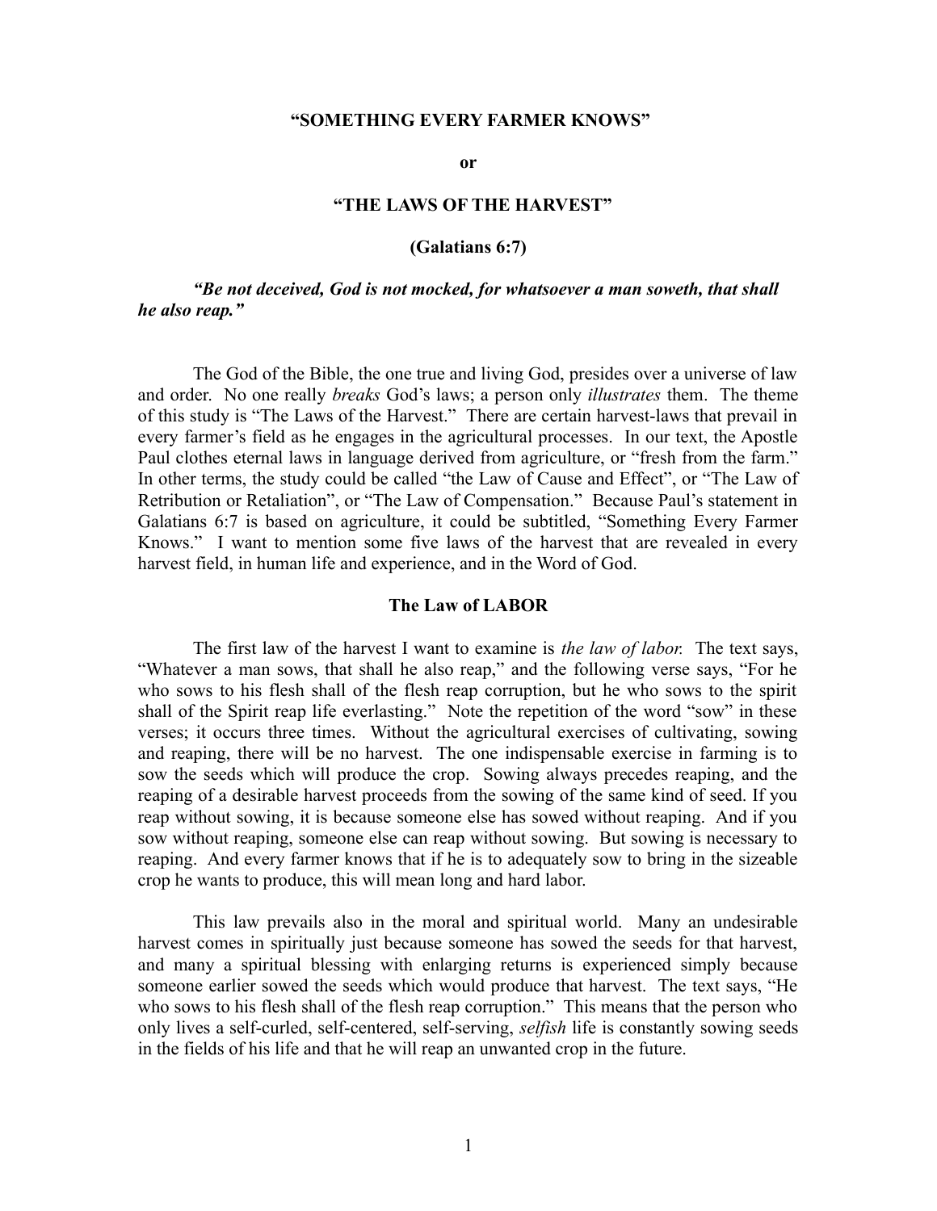# "SOMETHING EVERY FARMER KNOWS"

**or**

# "THE LAWS OF THE HARVEST"

**(Galatians 6:7)**

***"Be not deceived, God is not mocked, for whatsoever a man soweth, that shall he also reap."***

The God of the Bible, the one true and living God, presides over a universe of law and order. No one really *breaks* God's laws; a person only *illustrates* them. The theme of this study is "The Laws of the Harvest." There are certain harvest-laws that prevail in every farmer's field as he engages in the agricultural processes. In our text, the Apostle Paul clothes eternal laws in language derived from agriculture, or "fresh from the farm." In other terms, the study could be called "the Law of Cause and Effect", or "The Law of Retribution or Retaliation", or "The Law of Compensation." Because Paul's statement in Galatians 6:7 is based on agriculture, it could be subtitled, "Something Every Farmer Knows." I want to mention some five laws of the harvest that are revealed in every harvest field, in human life and experience, and in the Word of God.

## The Law of LABOR

The first law of the harvest I want to examine is *the law of labor.* The text says, "Whatever a man sows, that shall he also reap," and the following verse says, "For he who sows to his flesh shall of the flesh reap corruption, but he who sows to the spirit shall of the Spirit reap life everlasting." Note the repetition of the word "sow" in these verses; it occurs three times. Without the agricultural exercises of cultivating, sowing and reaping, there will be no harvest. The one indispensable exercise in farming is to sow the seeds which will produce the crop. Sowing always precedes reaping, and the reaping of a desirable harvest proceeds from the sowing of the same kind of seed. If you reap without sowing, it is because someone else has sowed without reaping. And if you sow without reaping, someone else can reap without sowing. But sowing is necessary to reaping. And every farmer knows that if he is to adequately sow to bring in the sizeable crop he wants to produce, this will mean long and hard labor.

This law prevails also in the moral and spiritual world. Many an undesirable harvest comes in spiritually just because someone has sowed the seeds for that harvest, and many a spiritual blessing with enlarging returns is experienced simply because someone earlier sowed the seeds which would produce that harvest. The text says, "He who sows to his flesh shall of the flesh reap corruption." This means that the person who only lives a self-curled, self-centered, self-serving, *selfish* life is constantly sowing seeds in the fields of his life and that he will reap an unwanted crop in the future.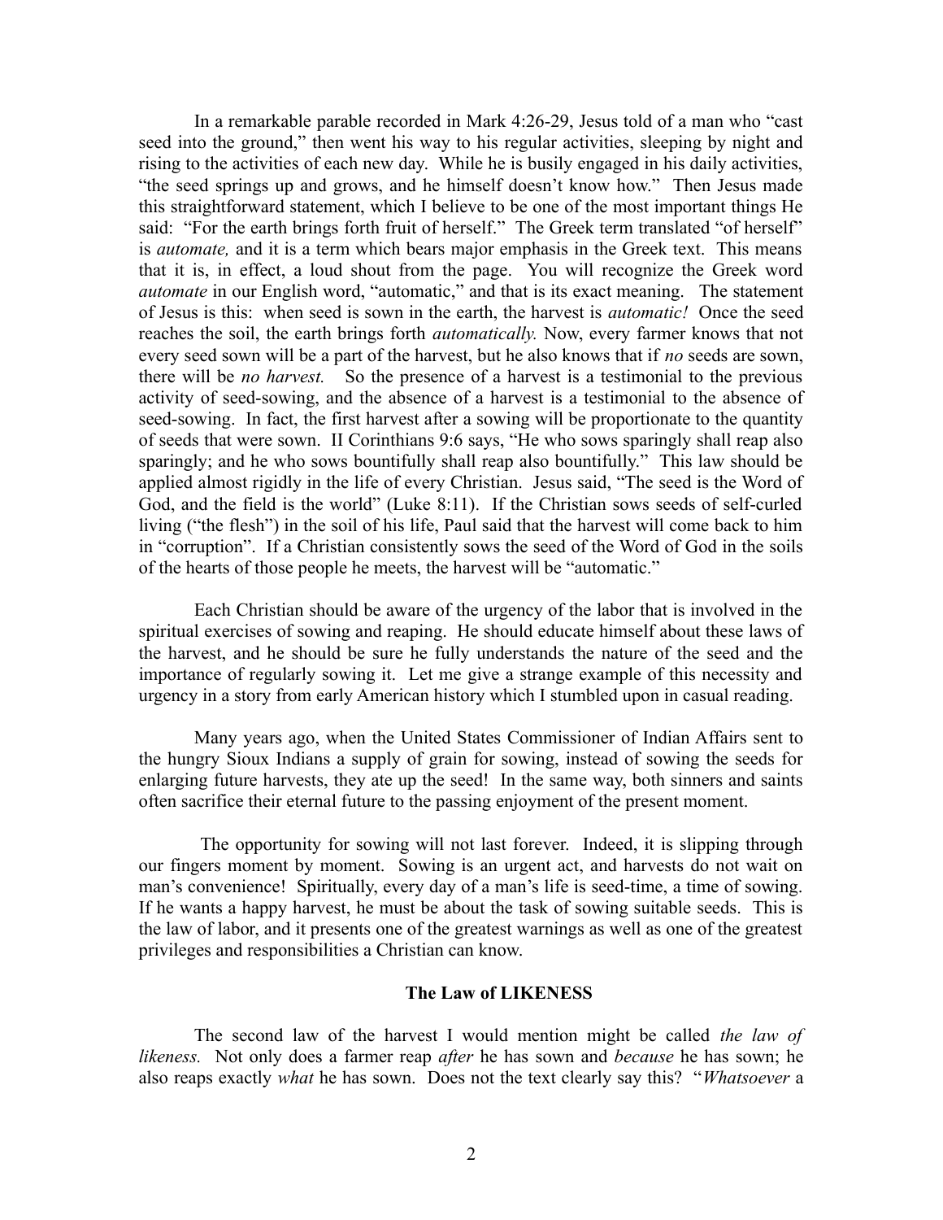In a remarkable parable recorded in Mark 4:26-29, Jesus told of a man who "cast seed into the ground," then went his way to his regular activities, sleeping by night and rising to the activities of each new day. While he is busily engaged in his daily activities, "the seed springs up and grows, and he himself doesn't know how." Then Jesus made this straightforward statement, which I believe to be one of the most important things He said: "For the earth brings forth fruit of herself." The Greek term translated "of herself" is *automate,* and it is a term which bears major emphasis in the Greek text. This means that it is, in effect, a loud shout from the page. You will recognize the Greek word *automate* in our English word, "automatic," and that is its exact meaning. The statement of Jesus is this: when seed is sown in the earth, the harvest is *automatic!* Once the seed reaches the soil, the earth brings forth *automatically.* Now, every farmer knows that not every seed sown will be a part of the harvest, but he also knows that if *no* seeds are sown, there will be *no harvest.* So the presence of a harvest is a testimonial to the previous activity of seed-sowing, and the absence of a harvest is a testimonial to the absence of seed-sowing. In fact, the first harvest after a sowing will be proportionate to the quantity of seeds that were sown. II Corinthians 9:6 says, "He who sows sparingly shall reap also sparingly; and he who sows bountifully shall reap also bountifully." This law should be applied almost rigidly in the life of every Christian. Jesus said, "The seed is the Word of God, and the field is the world" (Luke 8:11). If the Christian sows seeds of self-curled living ("the flesh") in the soil of his life, Paul said that the harvest will come back to him in "corruption". If a Christian consistently sows the seed of the Word of God in the soils of the hearts of those people he meets, the harvest will be "automatic."

Each Christian should be aware of the urgency of the labor that is involved in the spiritual exercises of sowing and reaping. He should educate himself about these laws of the harvest, and he should be sure he fully understands the nature of the seed and the importance of regularly sowing it. Let me give a strange example of this necessity and urgency in a story from early American history which I stumbled upon in casual reading.

Many years ago, when the United States Commissioner of Indian Affairs sent to the hungry Sioux Indians a supply of grain for sowing, instead of sowing the seeds for enlarging future harvests, they ate up the seed! In the same way, both sinners and saints often sacrifice their eternal future to the passing enjoyment of the present moment.

The opportunity for sowing will not last forever. Indeed, it is slipping through our fingers moment by moment. Sowing is an urgent act, and harvests do not wait on man's convenience! Spiritually, every day of a man's life is seed-time, a time of sowing. If he wants a happy harvest, he must be about the task of sowing suitable seeds. This is the law of labor, and it presents one of the greatest warnings as well as one of the greatest privileges and responsibilities a Christian can know.

### The Law of LIKENESS

The second law of the harvest I would mention might be called *the law of likeness.* Not only does a farmer reap *after* he has sown and *because* he has sown; he also reaps exactly *what* he has sown. Does not the text clearly say this? "*Whatsoever* a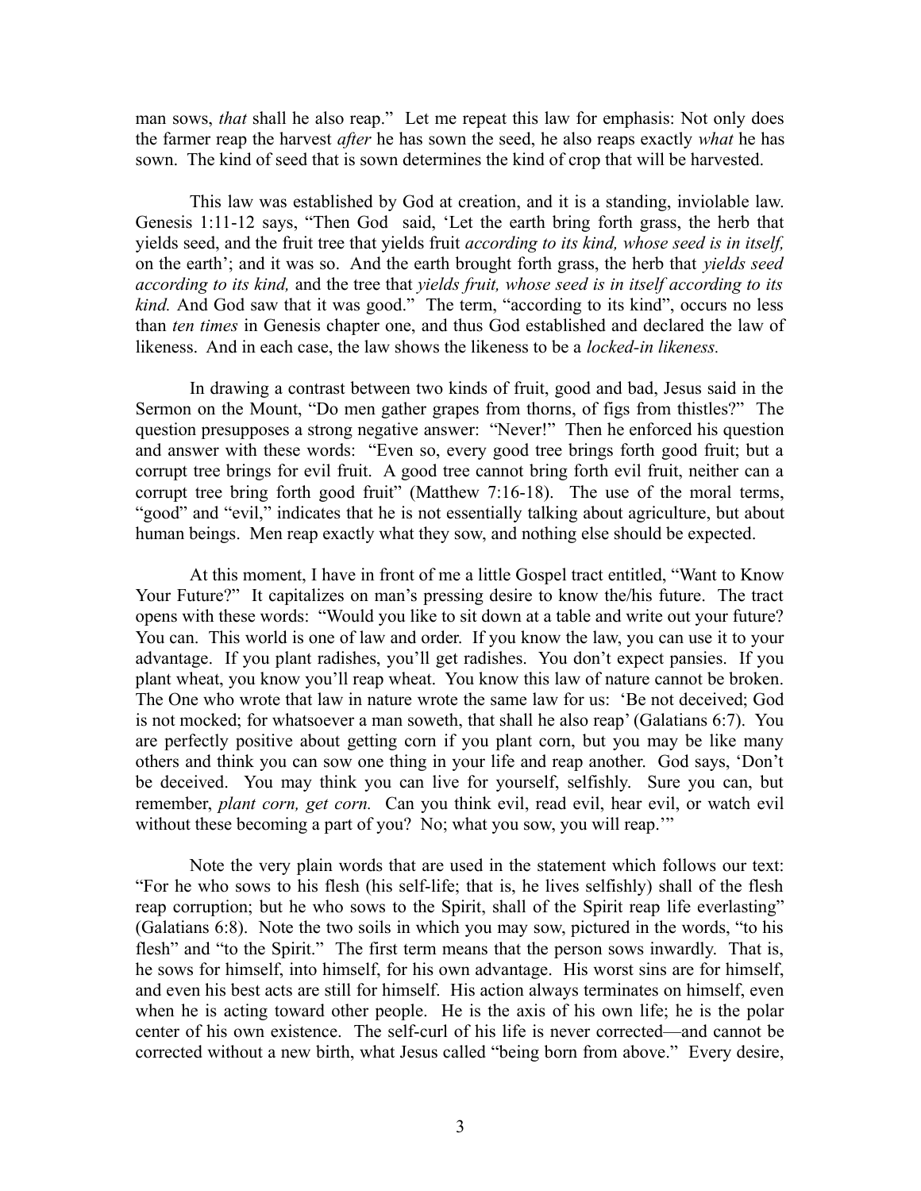man sows, *that* shall he also reap." Let me repeat this law for emphasis: Not only does the farmer reap the harvest *after* he has sown the seed, he also reaps exactly *what* he has sown. The kind of seed that is sown determines the kind of crop that will be harvested.

This law was established by God at creation, and it is a standing, inviolable law. Genesis 1:11-12 says, "Then God said, 'Let the earth bring forth grass, the herb that yields seed, and the fruit tree that yields fruit *according to its kind, whose seed is in itself,* on the earth'; and it was so. And the earth brought forth grass, the herb that *yields seed according to its kind,* and the tree that *yields fruit, whose seed is in itself according to its kind.* And God saw that it was good." The term, "according to its kind", occurs no less than *ten times* in Genesis chapter one, and thus God established and declared the law of likeness. And in each case, the law shows the likeness to be a *locked-in likeness.*

In drawing a contrast between two kinds of fruit, good and bad, Jesus said in the Sermon on the Mount, "Do men gather grapes from thorns, of figs from thistles?" The question presupposes a strong negative answer: "Never!" Then he enforced his question and answer with these words: "Even so, every good tree brings forth good fruit; but a corrupt tree brings for evil fruit. A good tree cannot bring forth evil fruit, neither can a corrupt tree bring forth good fruit" (Matthew 7:16-18). The use of the moral terms, "good" and "evil," indicates that he is not essentially talking about agriculture, but about human beings. Men reap exactly what they sow, and nothing else should be expected.

At this moment, I have in front of me a little Gospel tract entitled, "Want to Know Your Future?" It capitalizes on man's pressing desire to know the/his future. The tract opens with these words: "Would you like to sit down at a table and write out your future? You can. This world is one of law and order. If you know the law, you can use it to your advantage. If you plant radishes, you'll get radishes. You don't expect pansies. If you plant wheat, you know you'll reap wheat. You know this law of nature cannot be broken. The One who wrote that law in nature wrote the same law for us: 'Be not deceived; God is not mocked; for whatsoever a man soweth, that shall he also reap' (Galatians 6:7). You are perfectly positive about getting corn if you plant corn, but you may be like many others and think you can sow one thing in your life and reap another. God says, 'Don't be deceived. You may think you can live for yourself, selfishly. Sure you can, but remember, *plant corn, get corn.* Can you think evil, read evil, hear evil, or watch evil without these becoming a part of you? No; what you sow, you will reap.'"

Note the very plain words that are used in the statement which follows our text: "For he who sows to his flesh (his self-life; that is, he lives selfishly) shall of the flesh reap corruption; but he who sows to the Spirit, shall of the Spirit reap life everlasting" (Galatians 6:8). Note the two soils in which you may sow, pictured in the words, "to his flesh" and "to the Spirit." The first term means that the person sows inwardly. That is, he sows for himself, into himself, for his own advantage. His worst sins are for himself, and even his best acts are still for himself. His action always terminates on himself, even when he is acting toward other people. He is the axis of his own life; he is the polar center of his own existence. The self-curl of his life is never corrected—and cannot be corrected without a new birth, what Jesus called "being born from above." Every desire,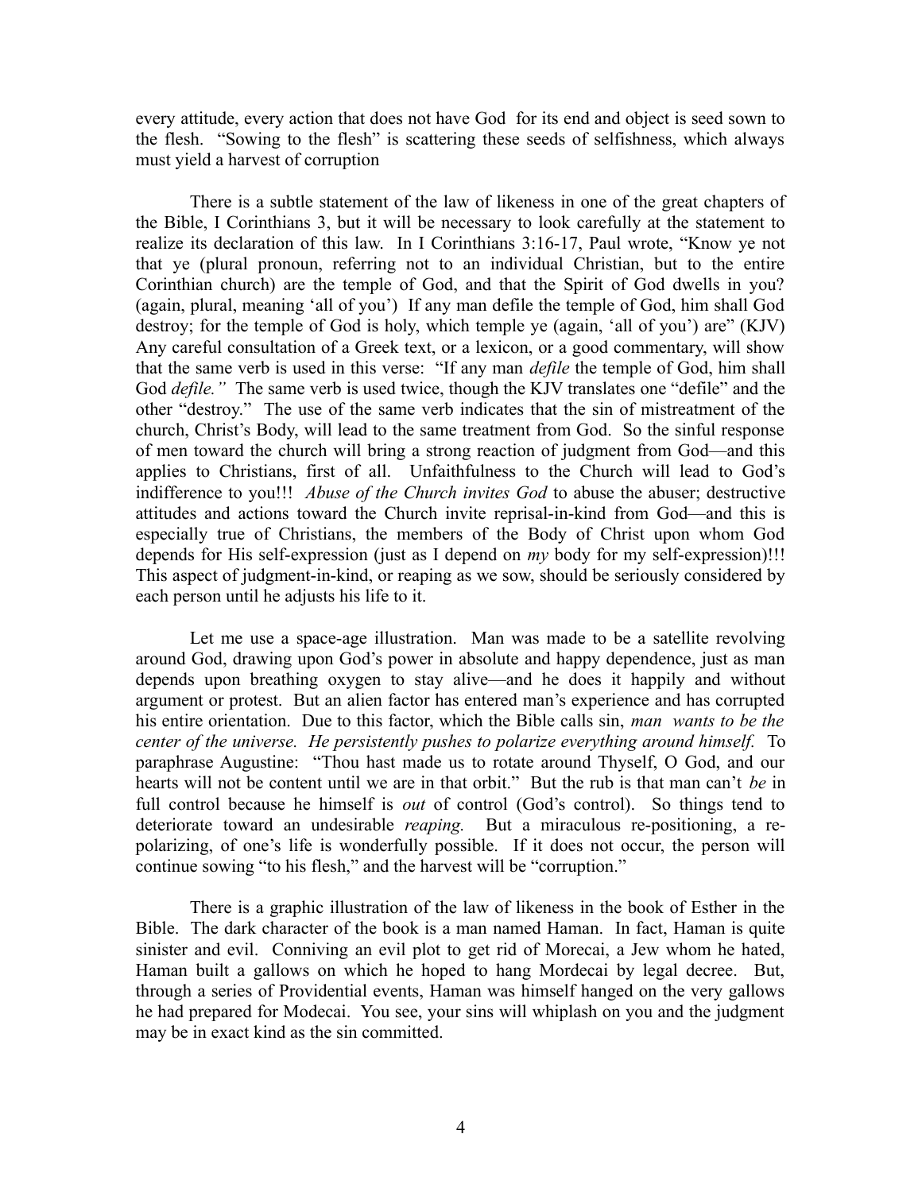every attitude, every action that does not have God for its end and object is seed sown to the flesh. "Sowing to the flesh" is scattering these seeds of selfishness, which always must yield a harvest of corruption

There is a subtle statement of the law of likeness in one of the great chapters of the Bible, I Corinthians 3, but it will be necessary to look carefully at the statement to realize its declaration of this law. In I Corinthians 3:16-17, Paul wrote, "Know ye not that ye (plural pronoun, referring not to an individual Christian, but to the entire Corinthian church) are the temple of God, and that the Spirit of God dwells in you? (again, plural, meaning 'all of you') If any man defile the temple of God, him shall God destroy; for the temple of God is holy, which temple ye (again, 'all of you') are" (KJV) Any careful consultation of a Greek text, or a lexicon, or a good commentary, will show that the same verb is used in this verse: "If any man *defile* the temple of God, him shall God *defile."* The same verb is used twice, though the KJV translates one "defile" and the other "destroy." The use of the same verb indicates that the sin of mistreatment of the church, Christ's Body, will lead to the same treatment from God. So the sinful response of men toward the church will bring a strong reaction of judgment from God—and this applies to Christians, first of all. Unfaithfulness to the Church will lead to God's indifference to you!!! *Abuse of the Church invites God* to abuse the abuser; destructive attitudes and actions toward the Church invite reprisal-in-kind from God—and this is especially true of Christians, the members of the Body of Christ upon whom God depends for His self-expression (just as I depend on *my* body for my self-expression)!!! This aspect of judgment-in-kind, or reaping as we sow, should be seriously considered by each person until he adjusts his life to it.

Let me use a space-age illustration. Man was made to be a satellite revolving around God, drawing upon God's power in absolute and happy dependence, just as man depends upon breathing oxygen to stay alive—and he does it happily and without argument or protest. But an alien factor has entered man's experience and has corrupted his entire orientation. Due to this factor, which the Bible calls sin, *man wants to be the center of the universe. He persistently pushes to polarize everything around himself.* To paraphrase Augustine: "Thou hast made us to rotate around Thyself, O God, and our hearts will not be content until we are in that orbit." But the rub is that man can't *be* in full control because he himself is *out* of control (God's control). So things tend to deteriorate toward an undesirable *reaping.* But a miraculous re-positioning, a re-polarizing, of one's life is wonderfully possible. If it does not occur, the person will continue sowing "to his flesh," and the harvest will be "corruption."

There is a graphic illustration of the law of likeness in the book of Esther in the Bible. The dark character of the book is a man named Haman. In fact, Haman is quite sinister and evil. Conniving an evil plot to get rid of Morecai, a Jew whom he hated, Haman built a gallows on which he hoped to hang Mordecai by legal decree. But, through a series of Providential events, Haman was himself hanged on the very gallows he had prepared for Modecai. You see, your sins will whiplash on you and the judgment may be in exact kind as the sin committed.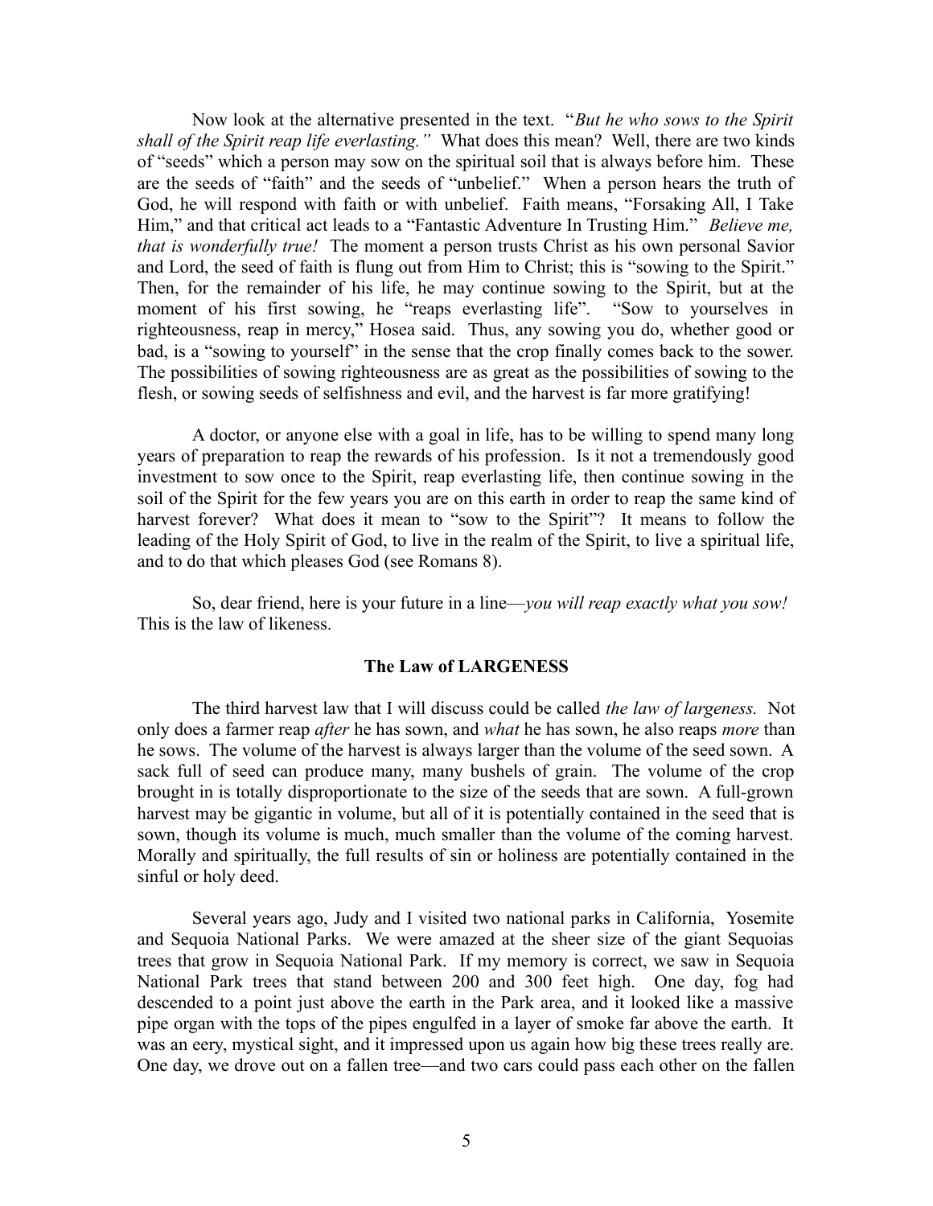Now look at the alternative presented in the text. "*But he who sows to the Spirit shall of the Spirit reap life everlasting."* What does this mean? Well, there are two kinds of "seeds" which a person may sow on the spiritual soil that is always before him. These are the seeds of "faith" and the seeds of "unbelief." When a person hears the truth of God, he will respond with faith or with unbelief. Faith means, "Forsaking All, I Take Him," and that critical act leads to a "Fantastic Adventure In Trusting Him." *Believe me, that is wonderfully true!* The moment a person trusts Christ as his own personal Savior and Lord, the seed of faith is flung out from Him to Christ; this is "sowing to the Spirit." Then, for the remainder of his life, he may continue sowing to the Spirit, but at the moment of his first sowing, he "reaps everlasting life". "Sow to yourselves in righteousness, reap in mercy," Hosea said. Thus, any sowing you do, whether good or bad, is a "sowing to yourself" in the sense that the crop finally comes back to the sower. The possibilities of sowing righteousness are as great as the possibilities of sowing to the flesh, or sowing seeds of selfishness and evil, and the harvest is far more gratifying!

A doctor, or anyone else with a goal in life, has to be willing to spend many long years of preparation to reap the rewards of his profession. Is it not a tremendously good investment to sow once to the Spirit, reap everlasting life, then continue sowing in the soil of the Spirit for the few years you are on this earth in order to reap the same kind of harvest forever? What does it mean to "sow to the Spirit"? It means to follow the leading of the Holy Spirit of God, to live in the realm of the Spirit, to live a spiritual life, and to do that which pleases God (see Romans 8).

So, dear friend, here is your future in a line—*you will reap exactly what you sow!* This is the law of likeness.

### The Law of LARGENESS

The third harvest law that I will discuss could be called *the law of largeness.* Not only does a farmer reap *after* he has sown, and *what* he has sown, he also reaps *more* than he sows. The volume of the harvest is always larger than the volume of the seed sown. A sack full of seed can produce many, many bushels of grain. The volume of the crop brought in is totally disproportionate to the size of the seeds that are sown. A full-grown harvest may be gigantic in volume, but all of it is potentially contained in the seed that is sown, though its volume is much, much smaller than the volume of the coming harvest. Morally and spiritually, the full results of sin or holiness are potentially contained in the sinful or holy deed.

Several years ago, Judy and I visited two national parks in California, Yosemite and Sequoia National Parks. We were amazed at the sheer size of the giant Sequoias trees that grow in Sequoia National Park. If my memory is correct, we saw in Sequoia National Park trees that stand between 200 and 300 feet high. One day, fog had descended to a point just above the earth in the Park area, and it looked like a massive pipe organ with the tops of the pipes engulfed in a layer of smoke far above the earth. It was an eery, mystical sight, and it impressed upon us again how big these trees really are. One day, we drove out on a fallen tree—and two cars could pass each other on the fallen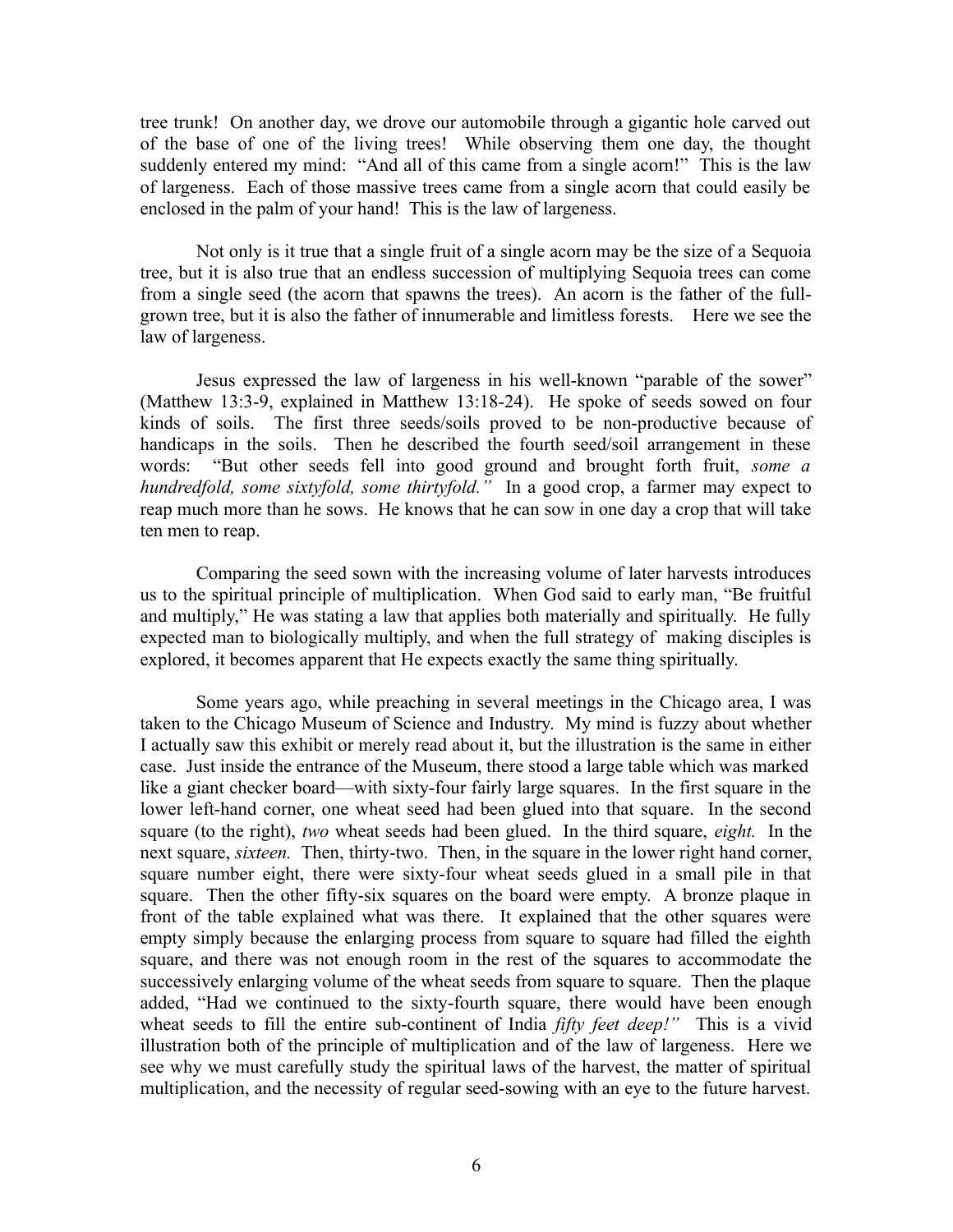tree trunk! On another day, we drove our automobile through a gigantic hole carved out of the base of one of the living trees! While observing them one day, the thought suddenly entered my mind: "And all of this came from a single acorn!" This is the law of largeness. Each of those massive trees came from a single acorn that could easily be enclosed in the palm of your hand! This is the law of largeness.

Not only is it true that a single fruit of a single acorn may be the size of a Sequoia tree, but it is also true that an endless succession of multiplying Sequoia trees can come from a single seed (the acorn that spawns the trees). An acorn is the father of the full-grown tree, but it is also the father of innumerable and limitless forests. Here we see the law of largeness.

Jesus expressed the law of largeness in his well-known "parable of the sower" (Matthew 13:3-9, explained in Matthew 13:18-24). He spoke of seeds sowed on four kinds of soils. The first three seeds/soils proved to be non-productive because of handicaps in the soils. Then he described the fourth seed/soil arrangement in these words: "But other seeds fell into good ground and brought forth fruit, *some a hundredfold, some sixtyfold, some thirtyfold."* In a good crop, a farmer may expect to reap much more than he sows. He knows that he can sow in one day a crop that will take ten men to reap.

Comparing the seed sown with the increasing volume of later harvests introduces us to the spiritual principle of multiplication. When God said to early man, "Be fruitful and multiply," He was stating a law that applies both materially and spiritually. He fully expected man to biologically multiply, and when the full strategy of making disciples is explored, it becomes apparent that He expects exactly the same thing spiritually.

Some years ago, while preaching in several meetings in the Chicago area, I was taken to the Chicago Museum of Science and Industry. My mind is fuzzy about whether I actually saw this exhibit or merely read about it, but the illustration is the same in either case. Just inside the entrance of the Museum, there stood a large table which was marked like a giant checker board—with sixty-four fairly large squares. In the first square in the lower left-hand corner, one wheat seed had been glued into that square. In the second square (to the right), *two* wheat seeds had been glued. In the third square, *eight.* In the next square, *sixteen.* Then, thirty-two. Then, in the square in the lower right hand corner, square number eight, there were sixty-four wheat seeds glued in a small pile in that square. Then the other fifty-six squares on the board were empty. A bronze plaque in front of the table explained what was there. It explained that the other squares were empty simply because the enlarging process from square to square had filled the eighth square, and there was not enough room in the rest of the squares to accommodate the successively enlarging volume of the wheat seeds from square to square. Then the plaque added, "Had we continued to the sixty-fourth square, there would have been enough wheat seeds to fill the entire sub-continent of India *fifty feet deep!"* This is a vivid illustration both of the principle of multiplication and of the law of largeness. Here we see why we must carefully study the spiritual laws of the harvest, the matter of spiritual multiplication, and the necessity of regular seed-sowing with an eye to the future harvest.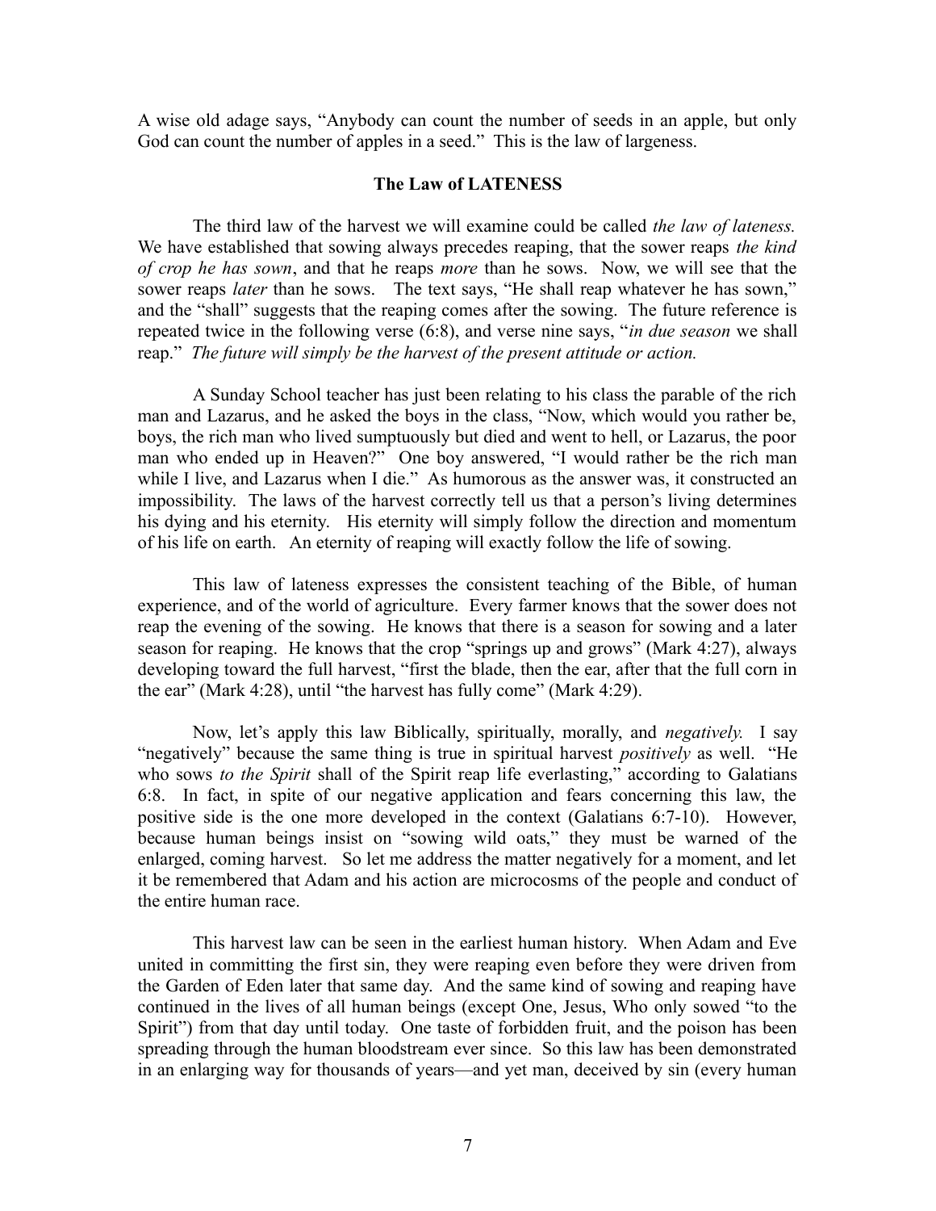A wise old adage says, "Anybody can count the number of seeds in an apple, but only God can count the number of apples in a seed." This is the law of largeness.

### The Law of LATENESS

The third law of the harvest we will examine could be called *the law of lateness.* We have established that sowing always precedes reaping, that the sower reaps *the kind of crop he has sown*, and that he reaps *more* than he sows. Now, we will see that the sower reaps *later* than he sows. The text says, "He shall reap whatever he has sown," and the "shall" suggests that the reaping comes after the sowing. The future reference is repeated twice in the following verse (6:8), and verse nine says, "*in due season* we shall reap." *The future will simply be the harvest of the present attitude or action.*

A Sunday School teacher has just been relating to his class the parable of the rich man and Lazarus, and he asked the boys in the class, "Now, which would you rather be, boys, the rich man who lived sumptuously but died and went to hell, or Lazarus, the poor man who ended up in Heaven?" One boy answered, "I would rather be the rich man while I live, and Lazarus when I die." As humorous as the answer was, it constructed an impossibility. The laws of the harvest correctly tell us that a person's living determines his dying and his eternity. His eternity will simply follow the direction and momentum of his life on earth. An eternity of reaping will exactly follow the life of sowing.

This law of lateness expresses the consistent teaching of the Bible, of human experience, and of the world of agriculture. Every farmer knows that the sower does not reap the evening of the sowing. He knows that there is a season for sowing and a later season for reaping. He knows that the crop "springs up and grows" (Mark 4:27), always developing toward the full harvest, "first the blade, then the ear, after that the full corn in the ear" (Mark 4:28), until "the harvest has fully come" (Mark 4:29).

Now, let's apply this law Biblically, spiritually, morally, and *negatively.* I say "negatively" because the same thing is true in spiritual harvest *positively* as well. "He who sows *to the Spirit* shall of the Spirit reap life everlasting," according to Galatians 6:8. In fact, in spite of our negative application and fears concerning this law, the positive side is the one more developed in the context (Galatians 6:7-10). However, because human beings insist on "sowing wild oats," they must be warned of the enlarged, coming harvest. So let me address the matter negatively for a moment, and let it be remembered that Adam and his action are microcosms of the people and conduct of the entire human race.

This harvest law can be seen in the earliest human history. When Adam and Eve united in committing the first sin, they were reaping even before they were driven from the Garden of Eden later that same day. And the same kind of sowing and reaping have continued in the lives of all human beings (except One, Jesus, Who only sowed "to the Spirit") from that day until today. One taste of forbidden fruit, and the poison has been spreading through the human bloodstream ever since. So this law has been demonstrated in an enlarging way for thousands of years—and yet man, deceived by sin (every human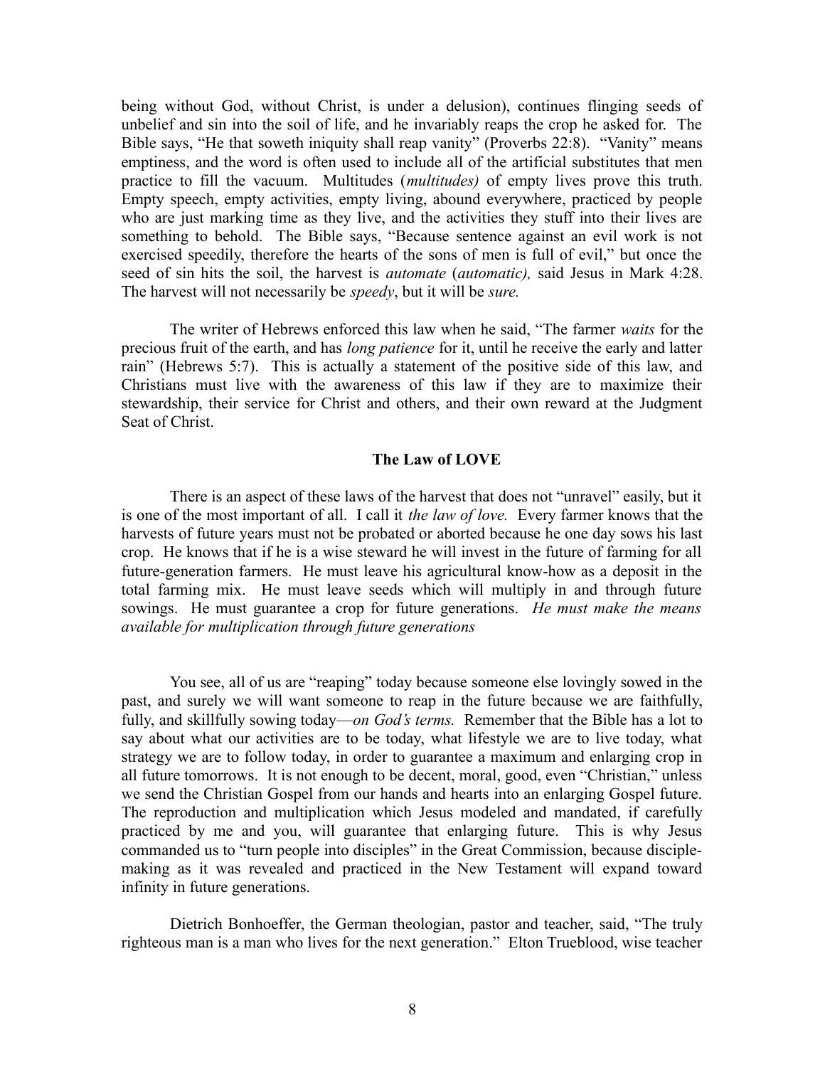being without God, without Christ, is under a delusion), continues flinging seeds of unbelief and sin into the soil of life, and he invariably reaps the crop he asked for. The Bible says, "He that soweth iniquity shall reap vanity" (Proverbs 22:8). "Vanity" means emptiness, and the word is often used to include all of the artificial substitutes that men practice to fill the vacuum. Multitudes (*multitudes)* of empty lives prove this truth. Empty speech, empty activities, empty living, abound everywhere, practiced by people who are just marking time as they live, and the activities they stuff into their lives are something to behold. The Bible says, "Because sentence against an evil work is not exercised speedily, therefore the hearts of the sons of men is full of evil," but once the seed of sin hits the soil, the harvest is *automate* (*automatic),* said Jesus in Mark 4:28. The harvest will not necessarily be *speedy*, but it will be *sure.*

The writer of Hebrews enforced this law when he said, "The farmer *waits* for the precious fruit of the earth, and has *long patience* for it, until he receive the early and latter rain" (Hebrews 5:7). This is actually a statement of the positive side of this law, and Christians must live with the awareness of this law if they are to maximize their stewardship, their service for Christ and others, and their own reward at the Judgment Seat of Christ.

**The Law of LOVE**

There is an aspect of these laws of the harvest that does not "unravel" easily, but it is one of the most important of all. I call it *the law of love.* Every farmer knows that the harvests of future years must not be probated or aborted because he one day sows his last crop. He knows that if he is a wise steward he will invest in the future of farming for all future-generation farmers. He must leave his agricultural know-how as a deposit in the total farming mix. He must leave seeds which will multiply in and through future sowings. He must guarantee a crop for future generations. *He must make the means available for multiplication through future generations*

You see, all of us are "reaping" today because someone else lovingly sowed in the past, and surely we will want someone to reap in the future because we are faithfully, fully, and skillfully sowing today—*on God's terms.* Remember that the Bible has a lot to say about what our activities are to be today, what lifestyle we are to live today, what strategy we are to follow today, in order to guarantee a maximum and enlarging crop in all future tomorrows. It is not enough to be decent, moral, good, even "Christian," unless we send the Christian Gospel from our hands and hearts into an enlarging Gospel future. The reproduction and multiplication which Jesus modeled and mandated, if carefully practiced by me and you, will guarantee that enlarging future. This is why Jesus commanded us to "turn people into disciples" in the Great Commission, because disciple-making as it was revealed and practiced in the New Testament will expand toward infinity in future generations.

Dietrich Bonhoeffer, the German theologian, pastor and teacher, said, "The truly righteous man is a man who lives for the next generation." Elton Trueblood, wise teacher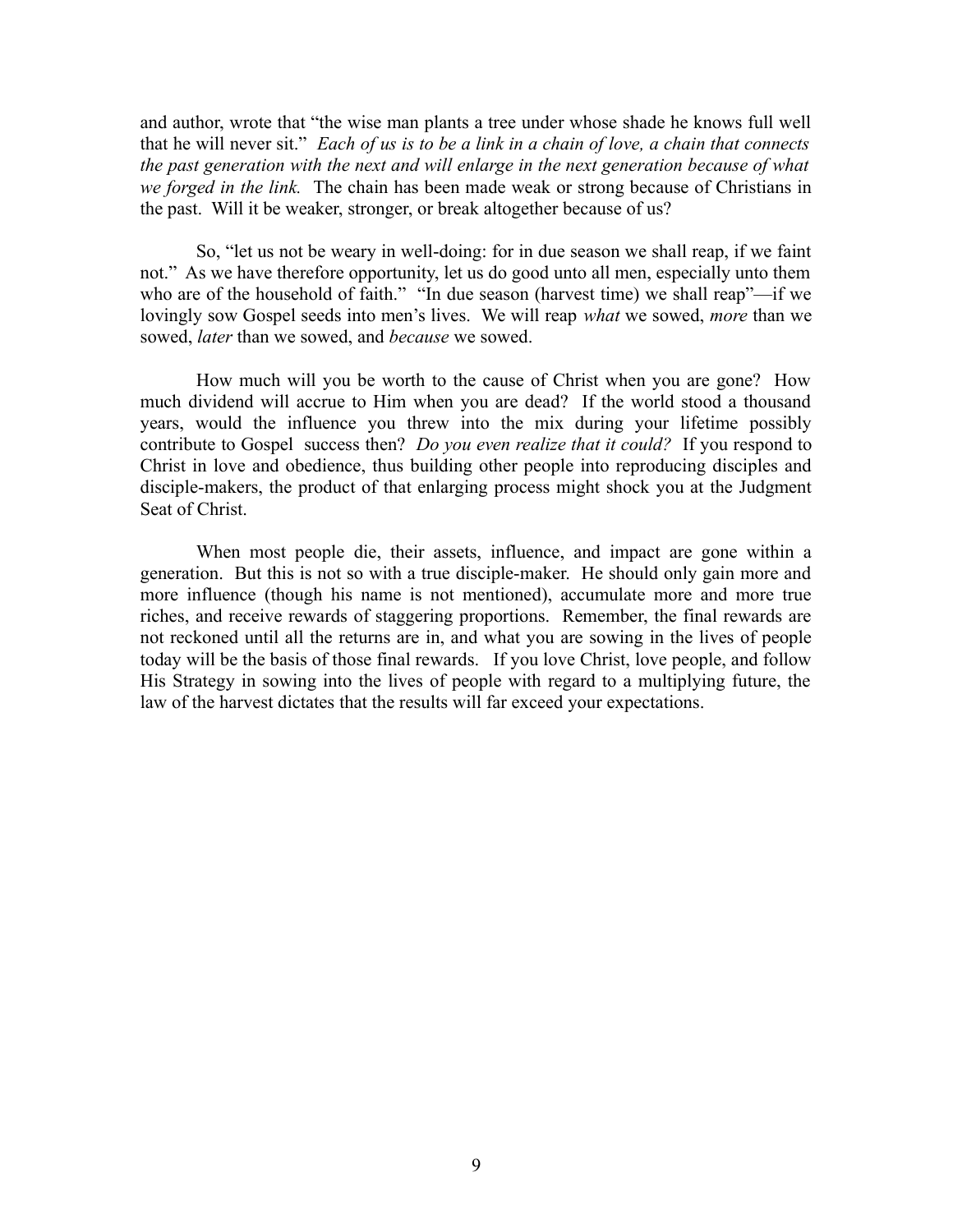and author, wrote that "the wise man plants a tree under whose shade he knows full well that he will never sit." *Each of us is to be a link in a chain of love, a chain that connects the past generation with the next and will enlarge in the next generation because of what we forged in the link.* The chain has been made weak or strong because of Christians in the past. Will it be weaker, stronger, or break altogether because of us?

So, "let us not be weary in well-doing: for in due season we shall reap, if we faint not." As we have therefore opportunity, let us do good unto all men, especially unto them who are of the household of faith." "In due season (harvest time) we shall reap"—if we lovingly sow Gospel seeds into men's lives. We will reap *what* we sowed, *more* than we sowed, *later* than we sowed, and *because* we sowed.

How much will you be worth to the cause of Christ when you are gone? How much dividend will accrue to Him when you are dead? If the world stood a thousand years, would the influence you threw into the mix during your lifetime possibly contribute to Gospel success then? *Do you even realize that it could?* If you respond to Christ in love and obedience, thus building other people into reproducing disciples and disciple-makers, the product of that enlarging process might shock you at the Judgment Seat of Christ.

When most people die, their assets, influence, and impact are gone within a generation. But this is not so with a true disciple-maker. He should only gain more and more influence (though his name is not mentioned), accumulate more and more true riches, and receive rewards of staggering proportions. Remember, the final rewards are not reckoned until all the returns are in, and what you are sowing in the lives of people today will be the basis of those final rewards. If you love Christ, love people, and follow His Strategy in sowing into the lives of people with regard to a multiplying future, the law of the harvest dictates that the results will far exceed your expectations.